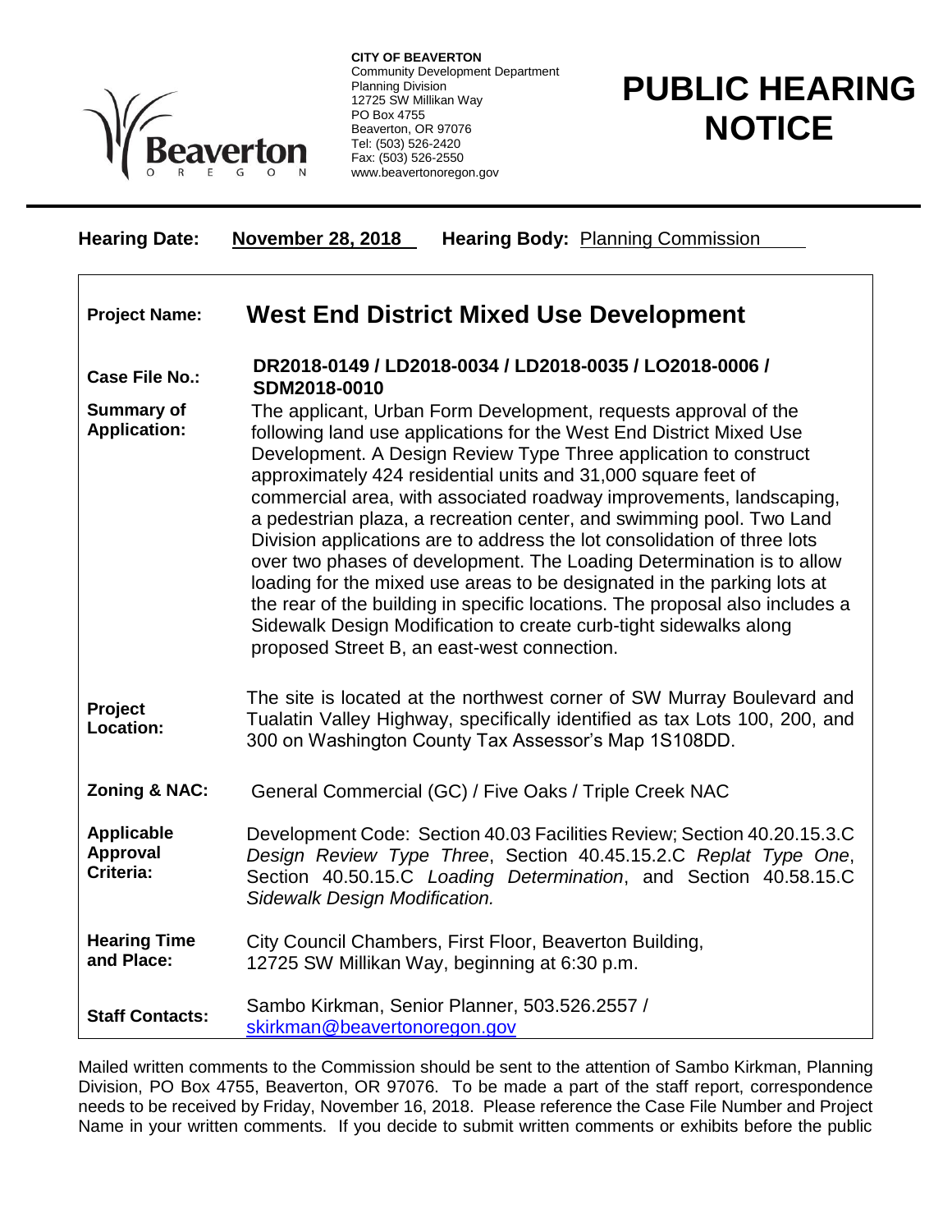**CITY OF BEAVERTON**
Community Development Department
Planning Division
12725 SW Millikan Way
PO Box 4755
Beaverton, OR 97076
Tel: (503) 526-2420
Fax: (503) 526-2550
www.beavertonoregon.gov

# PUBLIC HEARING NOTICE

**Hearing Date:** **November 28, 2018** **Hearing Body:** Planning Commission

| | |
|---|---|
| **Project Name:** | **West End District Mixed Use Development** |
| **Case File No.:** | **DR2018-0149 / LD2018-0034 / LD2018-0035 / LO2018-0006 / SDM2018-0010** |
| **Summary of Application:** | The applicant, Urban Form Development, requests approval of the following land use applications for the West End District Mixed Use Development. A Design Review Type Three application to construct approximately 424 residential units and 31,000 square feet of commercial area, with associated roadway improvements, landscaping, a pedestrian plaza, a recreation center, and swimming pool. Two Land Division applications are to address the lot consolidation of three lots over two phases of development. The Loading Determination is to allow loading for the mixed use areas to be designated in the parking lots at the rear of the building in specific locations. The proposal also includes a Sidewalk Design Modification to create curb-tight sidewalks along proposed Street B, an east-west connection. |
| **Project Location:** | The site is located at the northwest corner of SW Murray Boulevard and Tualatin Valley Highway, specifically identified as tax Lots 100, 200, and 300 on Washington County Tax Assessor's Map 1S108DD. |
| **Zoning & NAC:** | General Commercial (GC) / Five Oaks / Triple Creek NAC |
| **Applicable Approval Criteria:** | Development Code: Section 40.03 Facilities Review; Section 40.20.15.3.C *Design Review Type Three*, Section 40.45.15.2.C *Replat Type One*, Section 40.50.15.C *Loading Determination*, and Section 40.58.15.C *Sidewalk Design Modification.* |
| **Hearing Time and Place:** | City Council Chambers, First Floor, Beaverton Building, 12725 SW Millikan Way, beginning at 6:30 p.m. |
| **Staff Contacts:** | Sambo Kirkman, Senior Planner, 503.526.2557 / skirkman@beavertonoregon.gov |

Mailed written comments to the Commission should be sent to the attention of Sambo Kirkman, Planning Division, PO Box 4755, Beaverton, OR 97076. To be made a part of the staff report, correspondence needs to be received by Friday, November 16, 2018. Please reference the Case File Number and Project Name in your written comments. If you decide to submit written comments or exhibits before the public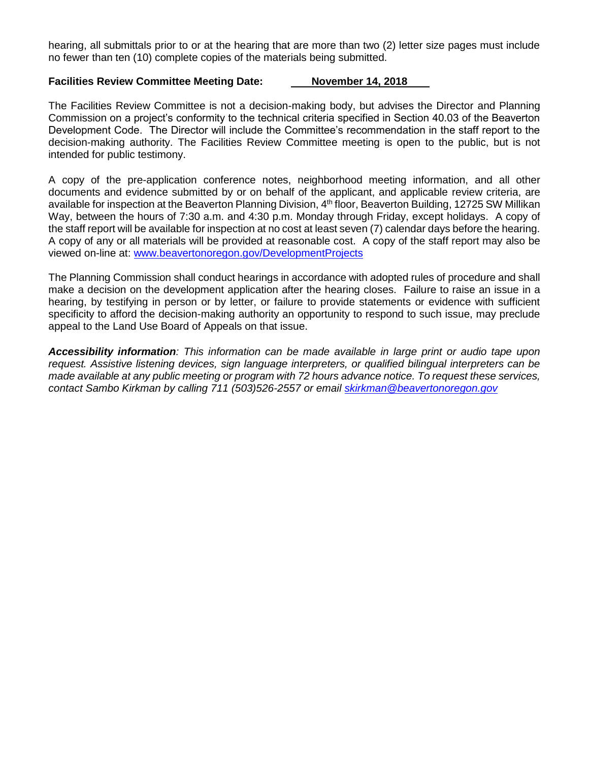hearing, all submittals prior to or at the hearing that are more than two (2) letter size pages must include no fewer than ten (10) complete copies of the materials being submitted.

**Facilities Review Committee Meeting Date:** **November 14, 2018**

The Facilities Review Committee is not a decision-making body, but advises the Director and Planning Commission on a project's conformity to the technical criteria specified in Section 40.03 of the Beaverton Development Code. The Director will include the Committee's recommendation in the staff report to the decision-making authority. The Facilities Review Committee meeting is open to the public, but is not intended for public testimony.

A copy of the pre-application conference notes, neighborhood meeting information, and all other documents and evidence submitted by or on behalf of the applicant, and applicable review criteria, are available for inspection at the Beaverton Planning Division, 4th floor, Beaverton Building, 12725 SW Millikan Way, between the hours of 7:30 a.m. and 4:30 p.m. Monday through Friday, except holidays. A copy of the staff report will be available for inspection at no cost at least seven (7) calendar days before the hearing. A copy of any or all materials will be provided at reasonable cost. A copy of the staff report may also be viewed on-line at: [www.beavertonoregon.gov/DevelopmentProjects](http://www.beavertonoregon.gov/DevelopmentProjects)

The Planning Commission shall conduct hearings in accordance with adopted rules of procedure and shall make a decision on the development application after the hearing closes. Failure to raise an issue in a hearing, by testifying in person or by letter, or failure to provide statements or evidence with sufficient specificity to afford the decision-making authority an opportunity to respond to such issue, may preclude appeal to the Land Use Board of Appeals on that issue.

***Accessibility information**: This information can be made available in large print or audio tape upon request. Assistive listening devices, sign language interpreters, or qualified bilingual interpreters can be made available at any public meeting or program with 72 hours advance notice. To request these services, contact Sambo Kirkman by calling 711 (503)526-2557 or email [skirkman@beavertonoregon.gov](mailto:skirkman@beavertonoregon.gov)*